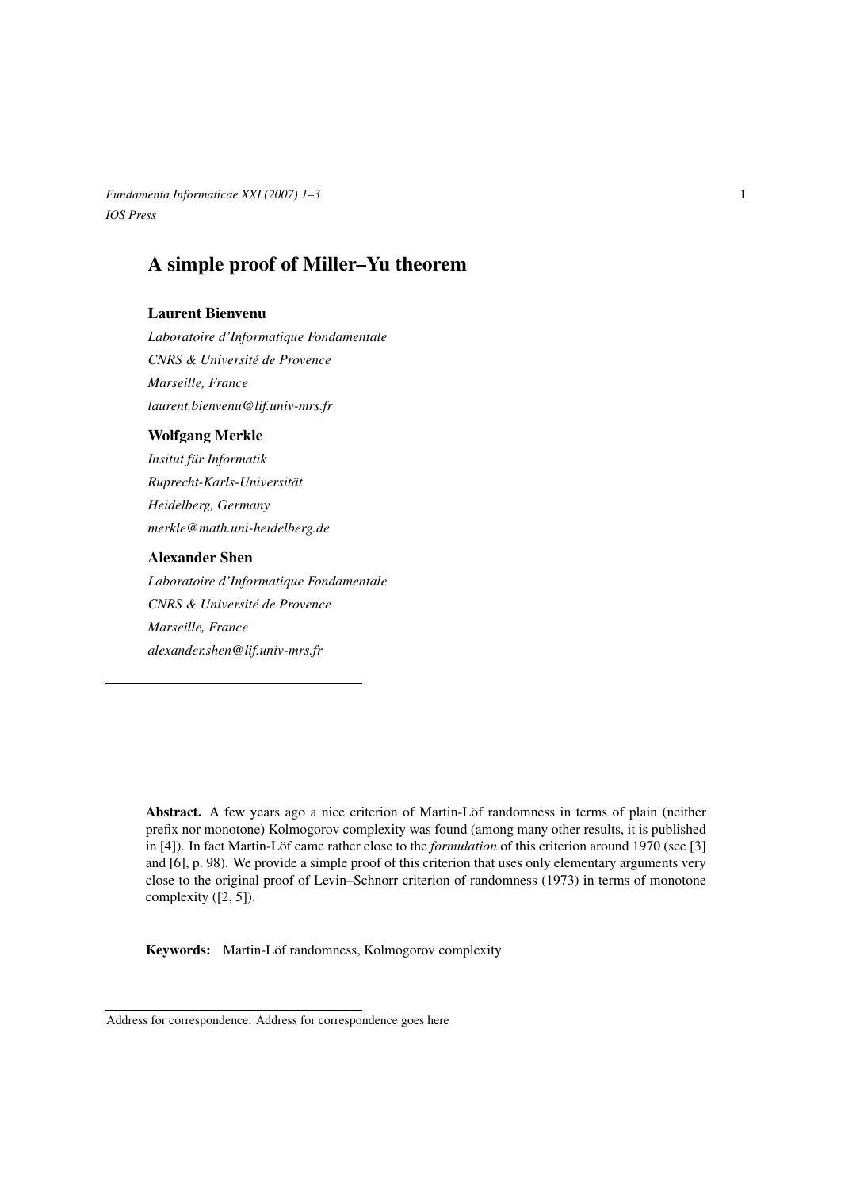# A simple proof of Miller–Yu theorem

**Laurent Bienvenu**

*Laboratoire d'Informatique Fondamentale*

*CNRS & Université de Provence*

*Marseille, France*

*laurent.bienvenu@lif.univ-mrs.fr*

**Wolfgang Merkle**

*Insitut für Informatik*

*Ruprecht-Karls-Universität*

*Heidelberg, Germany*

*merkle@math.uni-heidelberg.de*

**Alexander Shen**

*Laboratoire d'Informatique Fondamentale*

*CNRS & Université de Provence*

*Marseille, France*

*alexander.shen@lif.univ-mrs.fr*

**Abstract.** A few years ago a nice criterion of Martin-Löf randomness in terms of plain (neither prefix nor monotone) Kolmogorov complexity was found (among many other results, it is published in [4]). In fact Martin-Löf came rather close to the *formulation* of this criterion around 1970 (see [3] and [6], p. 98). We provide a simple proof of this criterion that uses only elementary arguments very close to the original proof of Levin–Schnorr criterion of randomness (1973) in terms of monotone complexity ([2, 5]).

**Keywords:** Martin-Löf randomness, Kolmogorov complexity

Address for correspondence: Address for correspondence goes here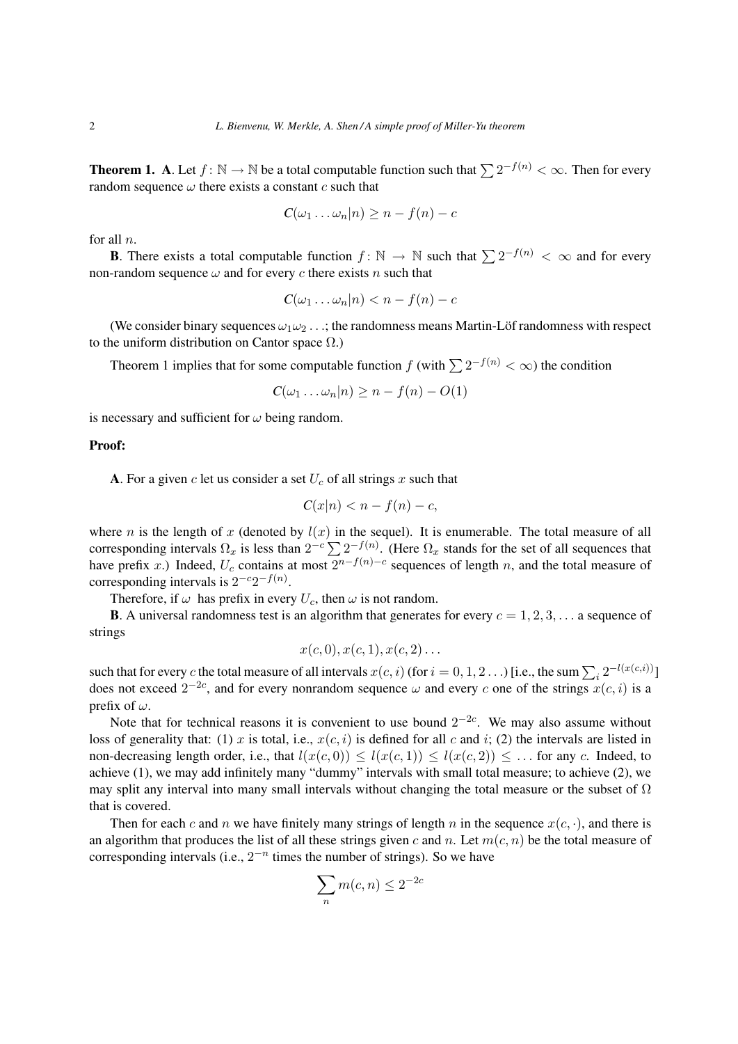**Theorem 1.** **A**. Let $f\colon \mathbb{N} \to \mathbb{N}$ be a total computable function such that $\sum 2^{-f(n)} < \infty$. Then for every random sequence $\omega$ there exists a constant $c$ such that

$$C(\omega_1 \ldots \omega_n | n) \geq n - f(n) - c$$

for all $n$.

**B**. There exists a total computable function $f\colon \mathbb{N} \to \mathbb{N}$ such that $\sum 2^{-f(n)} < \infty$ and for every non-random sequence $\omega$ and for every $c$ there exists $n$ such that

$$C(\omega_1 \ldots \omega_n | n) < n - f(n) - c$$

(We consider binary sequences $\omega_1\omega_2\ldots$; the randomness means Martin-Löf randomness with respect to the uniform distribution on Cantor space $\Omega$.)

Theorem 1 implies that for some computable function $f$ (with $\sum 2^{-f(n)} < \infty$) the condition

$$C(\omega_1 \ldots \omega_n | n) \geq n - f(n) - O(1)$$

is necessary and sufficient for $\omega$ being random.

**Proof:**

**A**. For a given $c$ let us consider a set $U_c$ of all strings $x$ such that

$$C(x|n) < n - f(n) - c,$$

where $n$ is the length of $x$ (denoted by $l(x)$ in the sequel). It is enumerable. The total measure of all corresponding intervals $\Omega_x$ is less than $2^{-c}\sum 2^{-f(n)}$. (Here $\Omega_x$ stands for the set of all sequences that have prefix $x$.) Indeed, $U_c$ contains at most $2^{n-f(n)-c}$ sequences of length $n$, and the total measure of corresponding intervals is $2^{-c}2^{-f(n)}$.

Therefore, if $\omega$ has prefix in every $U_c$, then $\omega$ is not random.

**B**. A universal randomness test is an algorithm that generates for every $c = 1, 2, 3, \ldots$ a sequence of strings

$$x(c, 0), x(c, 1), x(c, 2) \ldots$$

such that for every $c$ the total measure of all intervals $x(c, i)$ (for $i = 0, 1, 2 \ldots$) [i.e., the sum $\sum_i 2^{-l(x(c,i))}$] does not exceed $2^{-2c}$, and for every nonrandom sequence $\omega$ and every $c$ one of the strings $x(c, i)$ is a prefix of $\omega$.

Note that for technical reasons it is convenient to use bound $2^{-2c}$. We may also assume without loss of generality that: (1) $x$ is total, i.e., $x(c, i)$ is defined for all $c$ and $i$; (2) the intervals are listed in non-decreasing length order, i.e., that $l(x(c, 0)) \leq l(x(c, 1)) \leq l(x(c, 2)) \leq \ldots$ for any $c$. Indeed, to achieve (1), we may add infinitely many "dummy" intervals with small total measure; to achieve (2), we may split any interval into many small intervals without changing the total measure or the subset of $\Omega$ that is covered.

Then for each $c$ and $n$ we have finitely many strings of length $n$ in the sequence $x(c, \cdot)$, and there is an algorithm that produces the list of all these strings given $c$ and $n$. Let $m(c, n)$ be the total measure of corresponding intervals (i.e., $2^{-n}$ times the number of strings). So we have

$$\sum_n m(c, n) \leq 2^{-2c}$$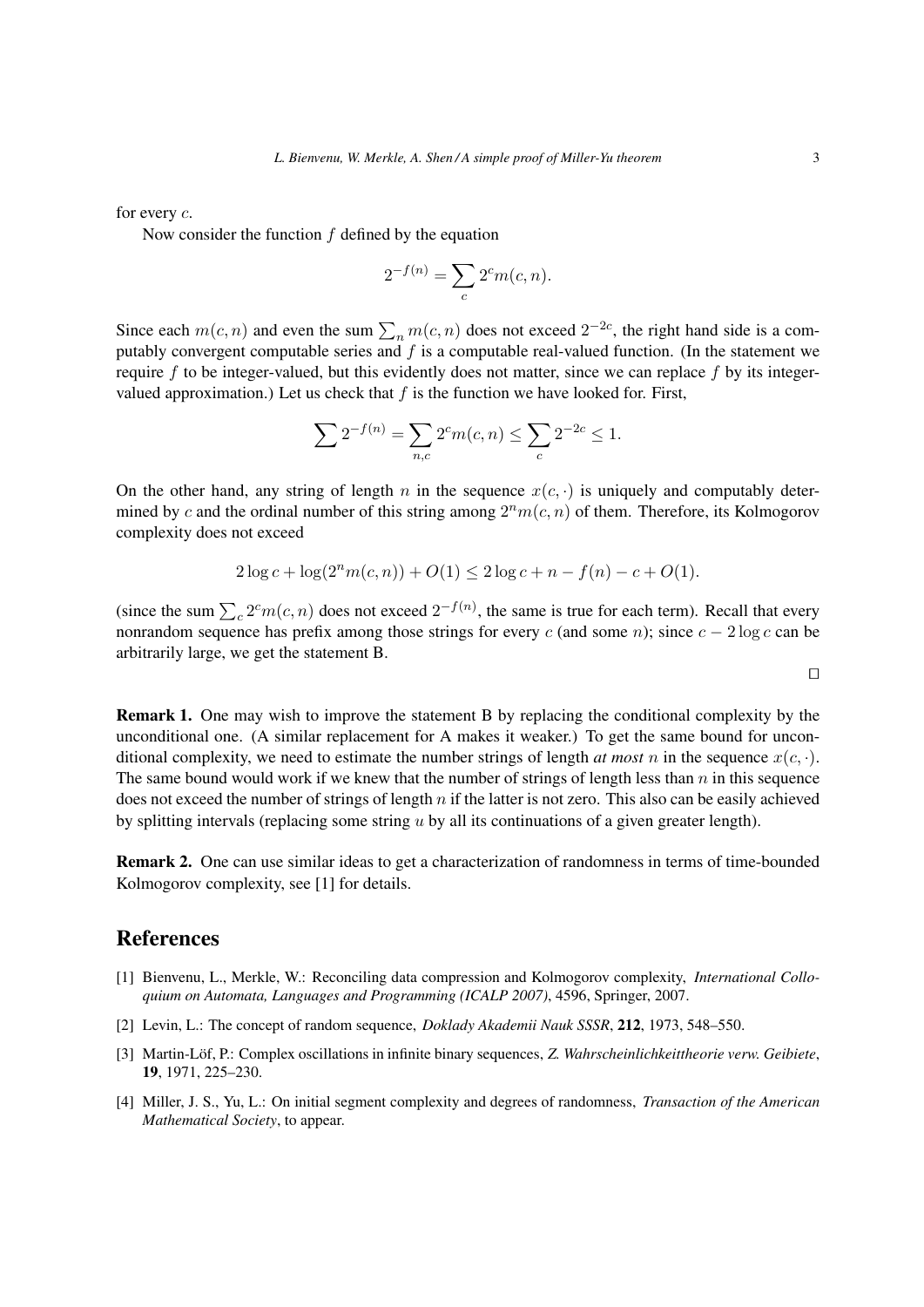for every $c$.

Now consider the function $f$ defined by the equation

$$2^{-f(n)} = \sum_c 2^c m(c, n).$$

Since each $m(c, n)$ and even the sum $\sum_n m(c, n)$ does not exceed $2^{-2c}$, the right hand side is a computably convergent computable series and $f$ is a computable real-valued function. (In the statement we require $f$ to be integer-valued, but this evidently does not matter, since we can replace $f$ by its integer-valued approximation.) Let us check that $f$ is the function we have looked for. First,

$$\sum 2^{-f(n)} = \sum_{n,c} 2^c m(c, n) \leq \sum_c 2^{-2c} \leq 1.$$

On the other hand, any string of length $n$ in the sequence $x(c, \cdot)$ is uniquely and computably determined by $c$ and the ordinal number of this string among $2^n m(c, n)$ of them. Therefore, its Kolmogorov complexity does not exceed

$$2 \log c + \log(2^n m(c, n)) + O(1) \leq 2 \log c + n - f(n) - c + O(1).$$

(since the sum $\sum_c 2^c m(c, n)$ does not exceed $2^{-f(n)}$, the same is true for each term). Recall that every nonrandom sequence has prefix among those strings for every $c$ (and some $n$); since $c - 2\log c$ can be arbitrarily large, we get the statement B.

□

**Remark 1.** One may wish to improve the statement B by replacing the conditional complexity by the unconditional one. (A similar replacement for A makes it weaker.) To get the same bound for unconditional complexity, we need to estimate the number strings of length *at most* $n$ in the sequence $x(c, \cdot)$. The same bound would work if we knew that the number of strings of length less than $n$ in this sequence does not exceed the number of strings of length $n$ if the latter is not zero. This also can be easily achieved by splitting intervals (replacing some string $u$ by all its continuations of a given greater length).

**Remark 2.** One can use similar ideas to get a characterization of randomness in terms of time-bounded Kolmogorov complexity, see [1] for details.

# References

[1] Bienvenu, L., Merkle, W.: Reconciling data compression and Kolmogorov complexity, *International Colloquium on Automata, Languages and Programming (ICALP 2007)*, 4596, Springer, 2007.

[2] Levin, L.: The concept of random sequence, *Doklady Akademii Nauk SSSR*, **212**, 1973, 548–550.

[3] Martin-Löf, P.: Complex oscillations in infinite binary sequences, *Z. Wahrscheinlichkeittheorie verw. Geibiete*, **19**, 1971, 225–230.

[4] Miller, J. S., Yu, L.: On initial segment complexity and degrees of randomness, *Transaction of the American Mathematical Society*, to appear.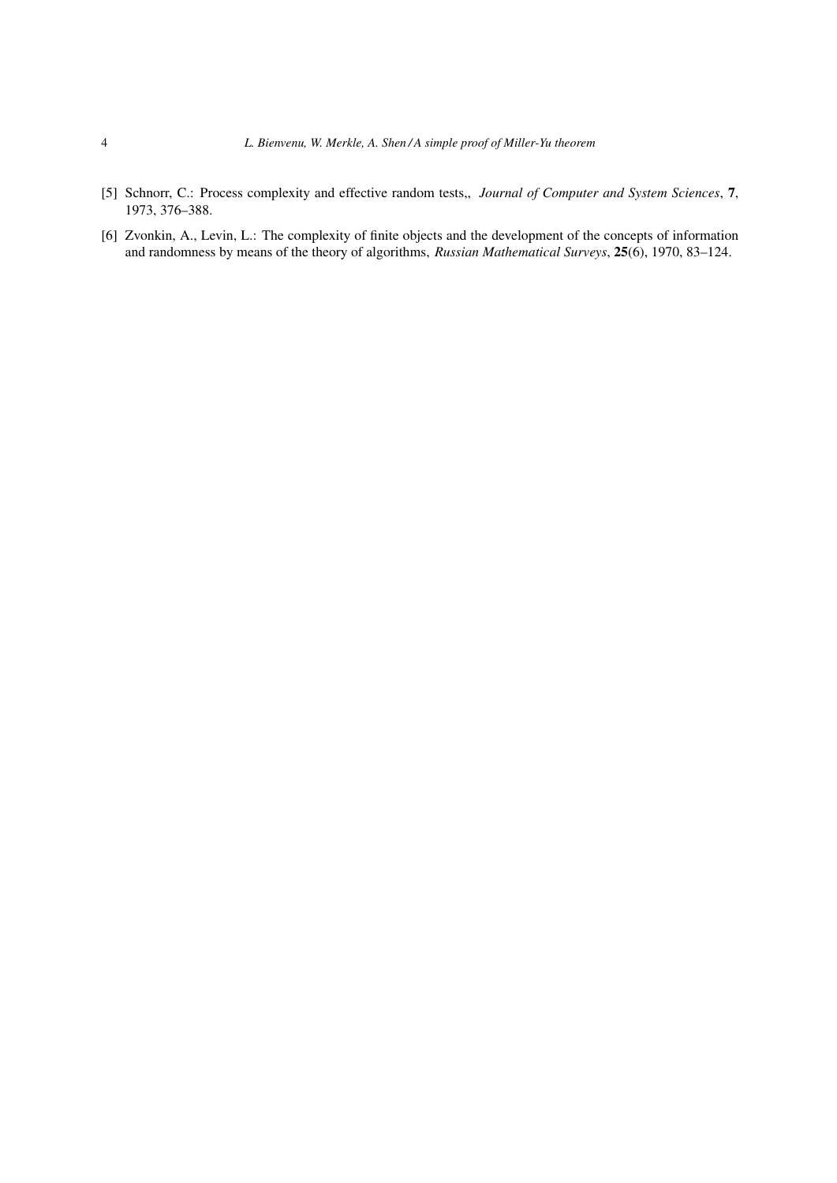[5] Schnorr, C.: Process complexity and effective random tests,, *Journal of Computer and System Sciences*, **7**, 1973, 376–388.

[6] Zvonkin, A., Levin, L.: The complexity of finite objects and the development of the concepts of information and randomness by means of the theory of algorithms, *Russian Mathematical Surveys*, **25**(6), 1970, 83–124.